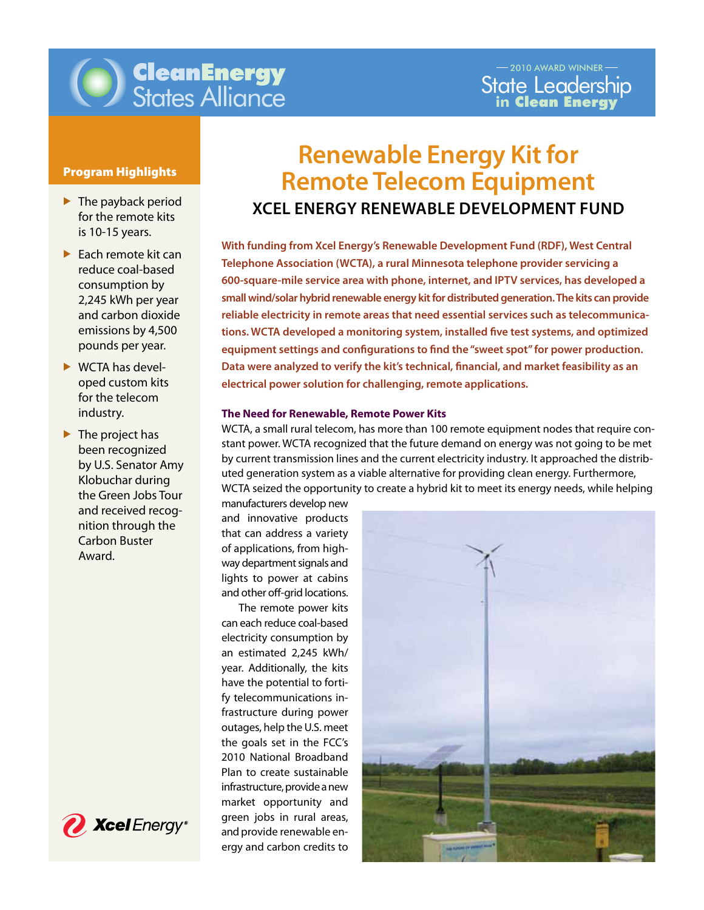Clean Energy States Alliance

2010 AWARD WINNER
State Leadership in Clean Energy

# Renewable Energy Kit for Remote Telecom Equipment

## XCEL ENERGY RENEWABLE DEVELOPMENT FUND

**With funding from Xcel Energy's Renewable Development Fund (RDF), West Central Telephone Association (WCTA), a rural Minnesota telephone provider servicing a 600-square-mile service area with phone, internet, and IPTV services, has developed a small wind/solar hybrid renewable energy kit for distributed generation. The kits can provide reliable electricity in remote areas that need essential services such as telecommunications. WCTA developed a monitoring system, installed five test systems, and optimized equipment settings and configurations to find the "sweet spot" for power production. Data were analyzed to verify the kit's technical, financial, and market feasibility as an electrical power solution for challenging, remote applications.**

### Program Highlights

- The payback period for the remote kits is 10-15 years.
- Each remote kit can reduce coal-based consumption by 2,245 kWh per year and carbon dioxide emissions by 4,500 pounds per year.
- WCTA has developed custom kits for the telecom industry.
- The project has been recognized by U.S. Senator Amy Klobuchar during the Green Jobs Tour and received recognition through the Carbon Buster Award.

### The Need for Renewable, Remote Power Kits

WCTA, a small rural telecom, has more than 100 remote equipment nodes that require constant power. WCTA recognized that the future demand on energy was not going to be met by current transmission lines and the current electricity industry. It approached the distributed generation system as a viable alternative for providing clean energy. Furthermore, WCTA seized the opportunity to create a hybrid kit to meet its energy needs, while helping manufacturers develop new and innovative products that can address a variety of applications, from highway department signals and lights to power at cabins and other off-grid locations.

The remote power kits can each reduce coal-based electricity consumption by an estimated 2,245 kWh/year. Additionally, the kits have the potential to fortify telecommunications infrastructure during power outages, help the U.S. meet the goals set in the FCC's 2010 National Broadband Plan to create sustainable infrastructure, provide a new market opportunity and green jobs in rural areas, and provide renewable energy and carbon credits to

Xcel Energy®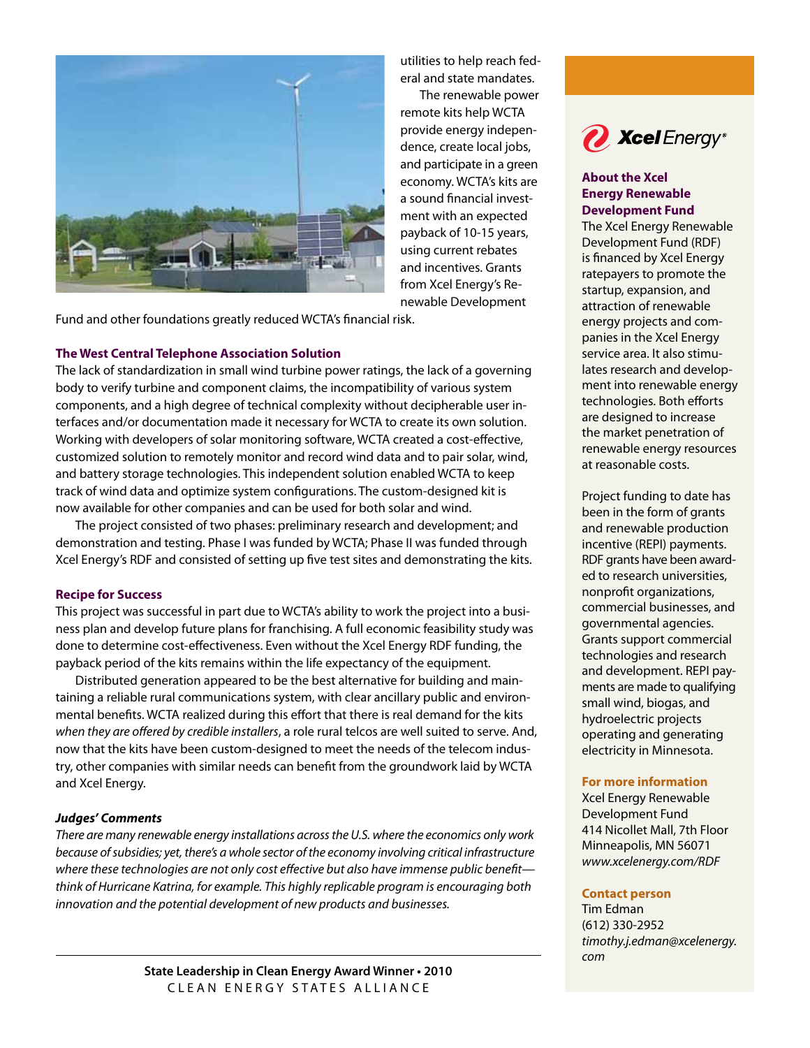utilities to help reach federal and state mandates.

The renewable power remote kits help WCTA provide energy independence, create local jobs, and participate in a green economy. WCTA's kits are a sound financial investment with an expected payback of 10-15 years, using current rebates and incentives. Grants from Xcel Energy's Renewable Development Fund and other foundations greatly reduced WCTA's financial risk.

### The West Central Telephone Association Solution

The lack of standardization in small wind turbine power ratings, the lack of a governing body to verify turbine and component claims, the incompatibility of various system components, and a high degree of technical complexity without decipherable user interfaces and/or documentation made it necessary for WCTA to create its own solution. Working with developers of solar monitoring software, WCTA created a cost-effective, customized solution to remotely monitor and record wind data and to pair solar, wind, and battery storage technologies. This independent solution enabled WCTA to keep track of wind data and optimize system configurations. The custom-designed kit is now available for other companies and can be used for both solar and wind.

The project consisted of two phases: preliminary research and development; and demonstration and testing. Phase I was funded by WCTA; Phase II was funded through Xcel Energy's RDF and consisted of setting up five test sites and demonstrating the kits.

### Recipe for Success

This project was successful in part due to WCTA's ability to work the project into a business plan and develop future plans for franchising. A full economic feasibility study was done to determine cost-effectiveness. Even without the Xcel Energy RDF funding, the payback period of the kits remains within the life expectancy of the equipment.

Distributed generation appeared to be the best alternative for building and maintaining a reliable rural communications system, with clear ancillary public and environmental benefits. WCTA realized during this effort that there is real demand for the kits *when they are offered by credible installers*, a role rural telcos are well suited to serve. And, now that the kits have been custom-designed to meet the needs of the telecom industry, other companies with similar needs can benefit from the groundwork laid by WCTA and Xcel Energy.

### *Judges' Comments*

*There are many renewable energy installations across the U.S. where the economics only work because of subsidies; yet, there's a whole sector of the economy involving critical infrastructure where these technologies are not only cost effective but also have immense public benefit—think of Hurricane Katrina, for example. This highly replicable program is encouraging both innovation and the potential development of new products and businesses.*

**State Leadership in Clean Energy Award Winner • 2010**
CLEAN ENERGY STATES ALLIANCE

---

Xcel Energy®

### About the Xcel Energy Renewable Development Fund

The Xcel Energy Renewable Development Fund (RDF) is financed by Xcel Energy ratepayers to promote the startup, expansion, and attraction of renewable energy projects and companies in the Xcel Energy service area. It also stimulates research and development into renewable energy technologies. Both efforts are designed to increase the market penetration of renewable energy resources at reasonable costs.

Project funding to date has been in the form of grants and renewable production incentive (REPI) payments. RDF grants have been awarded to research universities, nonprofit organizations, commercial businesses, and governmental agencies. Grants support commercial technologies and research and development. REPI payments are made to qualifying small wind, biogas, and hydroelectric projects operating and generating electricity in Minnesota.

### For more information

Xcel Energy Renewable Development Fund
414 Nicollet Mall, 7th Floor
Minneapolis, MN 56071
*www.xcelenergy.com/RDF*

### Contact person

Tim Edman
(612) 330-2952
*timothy.j.edman@xcelenergy.com*